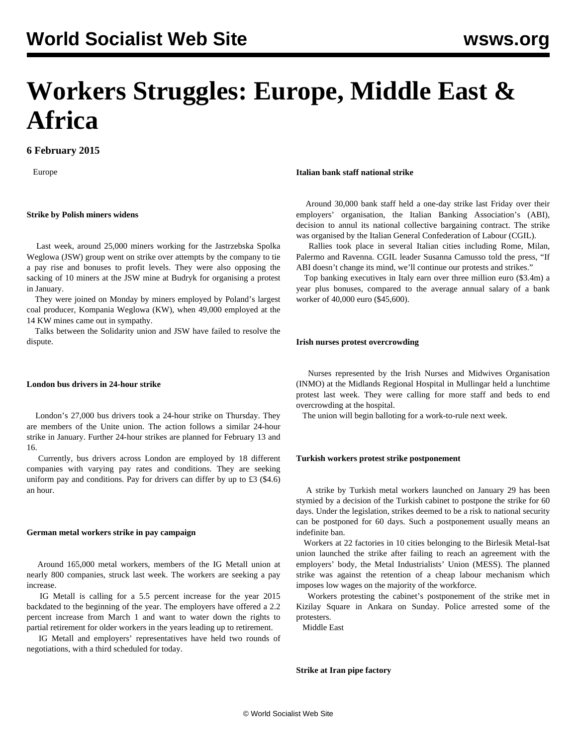# Workers Struggles: Europe, Middle East & Africa

**6 February 2015**

Europe

**Strike by Polish miners widens**

Last week, around 25,000 miners working for the Jastrzebska Spolka Weglowa (JSW) group went on strike over attempts by the company to tie a pay rise and bonuses to profit levels. They were also opposing the sacking of 10 miners at the JSW mine at Budryk for organising a protest in January.

They were joined on Monday by miners employed by Poland's largest coal producer, Kompania Weglowa (KW), when 49,000 employed at the 14 KW mines came out in sympathy.

Talks between the Solidarity union and JSW have failed to resolve the dispute.

**London bus drivers in 24-hour strike**

London's 27,000 bus drivers took a 24-hour strike on Thursday. They are members of the Unite union. The action follows a similar 24-hour strike in January. Further 24-hour strikes are planned for February 13 and 16.

Currently, bus drivers across London are employed by 18 different companies with varying pay rates and conditions. They are seeking uniform pay and conditions. Pay for drivers can differ by up to £3 ($4.6) an hour.

**German metal workers strike in pay campaign**

Around 165,000 metal workers, members of the IG Metall union at nearly 800 companies, struck last week. The workers are seeking a pay increase.

IG Metall is calling for a 5.5 percent increase for the year 2015 backdated to the beginning of the year. The employers have offered a 2.2 percent increase from March 1 and want to water down the rights to partial retirement for older workers in the years leading up to retirement.

IG Metall and employers' representatives have held two rounds of negotiations, with a third scheduled for today.

**Italian bank staff national strike**

Around 30,000 bank staff held a one-day strike last Friday over their employers' organisation, the Italian Banking Association's (ABI), decision to annul its national collective bargaining contract. The strike was organised by the Italian General Confederation of Labour (CGIL).

Rallies took place in several Italian cities including Rome, Milan, Palermo and Ravenna. CGIL leader Susanna Camusso told the press, "If ABI doesn't change its mind, we'll continue our protests and strikes."

Top banking executives in Italy earn over three million euro ($3.4m) a year plus bonuses, compared to the average annual salary of a bank worker of 40,000 euro ($45,600).

**Irish nurses protest overcrowding**

Nurses represented by the Irish Nurses and Midwives Organisation (INMO) at the Midlands Regional Hospital in Mullingar held a lunchtime protest last week. They were calling for more staff and beds to end overcrowding at the hospital.

The union will begin balloting for a work-to-rule next week.

**Turkish workers protest strike postponement**

A strike by Turkish metal workers launched on January 29 has been stymied by a decision of the Turkish cabinet to postpone the strike for 60 days. Under the legislation, strikes deemed to be a risk to national security can be postponed for 60 days. Such a postponement usually means an indefinite ban.

Workers at 22 factories in 10 cities belonging to the Birlesik Metal-Isat union launched the strike after failing to reach an agreement with the employers' body, the Metal Industrialists' Union (MESS). The planned strike was against the retention of a cheap labour mechanism which imposes low wages on the majority of the workforce.

Workers protesting the cabinet's postponement of the strike met in Kizilay Square in Ankara on Sunday. Police arrested some of the protesters.

Middle East

**Strike at Iran pipe factory**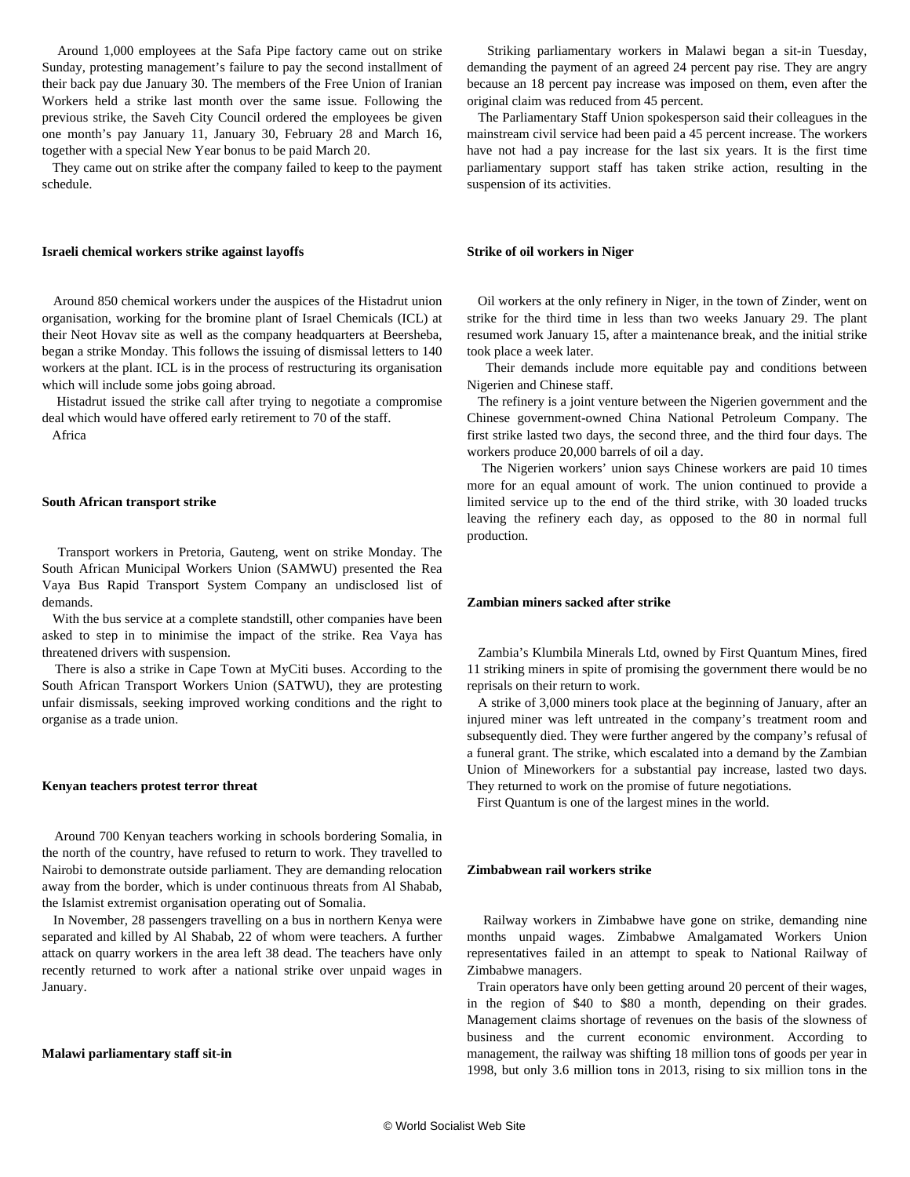Around 1,000 employees at the Safa Pipe factory came out on strike Sunday, protesting management's failure to pay the second installment of their back pay due January 30. The members of the Free Union of Iranian Workers held a strike last month over the same issue. Following the previous strike, the Saveh City Council ordered the employees be given one month's pay January 11, January 30, February 28 and March 16, together with a special New Year bonus to be paid March 20.

They came out on strike after the company failed to keep to the payment schedule.

**Israeli chemical workers strike against layoffs**

Around 850 chemical workers under the auspices of the Histadrut union organisation, working for the bromine plant of Israel Chemicals (ICL) at their Neot Hovav site as well as the company headquarters at Beersheba, began a strike Monday. This follows the issuing of dismissal letters to 140 workers at the plant. ICL is in the process of restructuring its organisation which will include some jobs going abroad.

Histadrut issued the strike call after trying to negotiate a compromise deal which would have offered early retirement to 70 of the staff.

Africa

**South African transport strike**

Transport workers in Pretoria, Gauteng, went on strike Monday. The South African Municipal Workers Union (SAMWU) presented the Rea Vaya Bus Rapid Transport System Company an undisclosed list of demands.

With the bus service at a complete standstill, other companies have been asked to step in to minimise the impact of the strike. Rea Vaya has threatened drivers with suspension.

There is also a strike in Cape Town at MyCiti buses. According to the South African Transport Workers Union (SATWU), they are protesting unfair dismissals, seeking improved working conditions and the right to organise as a trade union.

**Kenyan teachers protest terror threat**

Around 700 Kenyan teachers working in schools bordering Somalia, in the north of the country, have refused to return to work. They travelled to Nairobi to demonstrate outside parliament. They are demanding relocation away from the border, which is under continuous threats from Al Shabab, the Islamist extremist organisation operating out of Somalia.

In November, 28 passengers travelling on a bus in northern Kenya were separated and killed by Al Shabab, 22 of whom were teachers. A further attack on quarry workers in the area left 38 dead. The teachers have only recently returned to work after a national strike over unpaid wages in January.

**Malawi parliamentary staff sit-in**

Striking parliamentary workers in Malawi began a sit-in Tuesday, demanding the payment of an agreed 24 percent pay rise. They are angry because an 18 percent pay increase was imposed on them, even after the original claim was reduced from 45 percent.

The Parliamentary Staff Union spokesperson said their colleagues in the mainstream civil service had been paid a 45 percent increase. The workers have not had a pay increase for the last six years. It is the first time parliamentary support staff has taken strike action, resulting in the suspension of its activities.

**Strike of oil workers in Niger**

Oil workers at the only refinery in Niger, in the town of Zinder, went on strike for the third time in less than two weeks January 29. The plant resumed work January 15, after a maintenance break, and the initial strike took place a week later.

Their demands include more equitable pay and conditions between Nigerien and Chinese staff.

The refinery is a joint venture between the Nigerien government and the Chinese government-owned China National Petroleum Company. The first strike lasted two days, the second three, and the third four days. The workers produce 20,000 barrels of oil a day.

The Nigerien workers' union says Chinese workers are paid 10 times more for an equal amount of work. The union continued to provide a limited service up to the end of the third strike, with 30 loaded trucks leaving the refinery each day, as opposed to the 80 in normal full production.

**Zambian miners sacked after strike**

Zambia's Klumbila Minerals Ltd, owned by First Quantum Mines, fired 11 striking miners in spite of promising the government there would be no reprisals on their return to work.

A strike of 3,000 miners took place at the beginning of January, after an injured miner was left untreated in the company's treatment room and subsequently died. They were further angered by the company's refusal of a funeral grant. The strike, which escalated into a demand by the Zambian Union of Mineworkers for a substantial pay increase, lasted two days. They returned to work on the promise of future negotiations.

First Quantum is one of the largest mines in the world.

**Zimbabwean rail workers strike**

Railway workers in Zimbabwe have gone on strike, demanding nine months unpaid wages. Zimbabwe Amalgamated Workers Union representatives failed in an attempt to speak to National Railway of Zimbabwe managers.

Train operators have only been getting around 20 percent of their wages, in the region of $40 to $80 a month, depending on their grades. Management claims shortage of revenues on the basis of the slowness of business and the current economic environment. According to management, the railway was shifting 18 million tons of goods per year in 1998, but only 3.6 million tons in 2013, rising to six million tons in the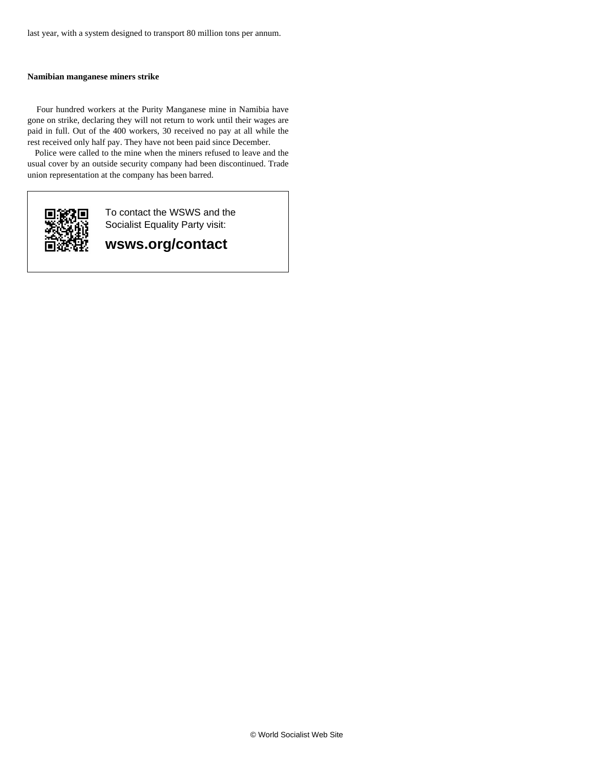last year, with a system designed to transport 80 million tons per annum.

### Namibian manganese miners strike

Four hundred workers at the Purity Manganese mine in Namibia have gone on strike, declaring they will not return to work until their wages are paid in full. Out of the 400 workers, 30 received no pay at all while the rest received only half pay. They have not been paid since December.

Police were called to the mine when the miners refused to leave and the usual cover by an outside security company had been discontinued. Trade union representation at the company has been barred.

To contact the WSWS and the Socialist Equality Party visit:

**wsws.org/contact**